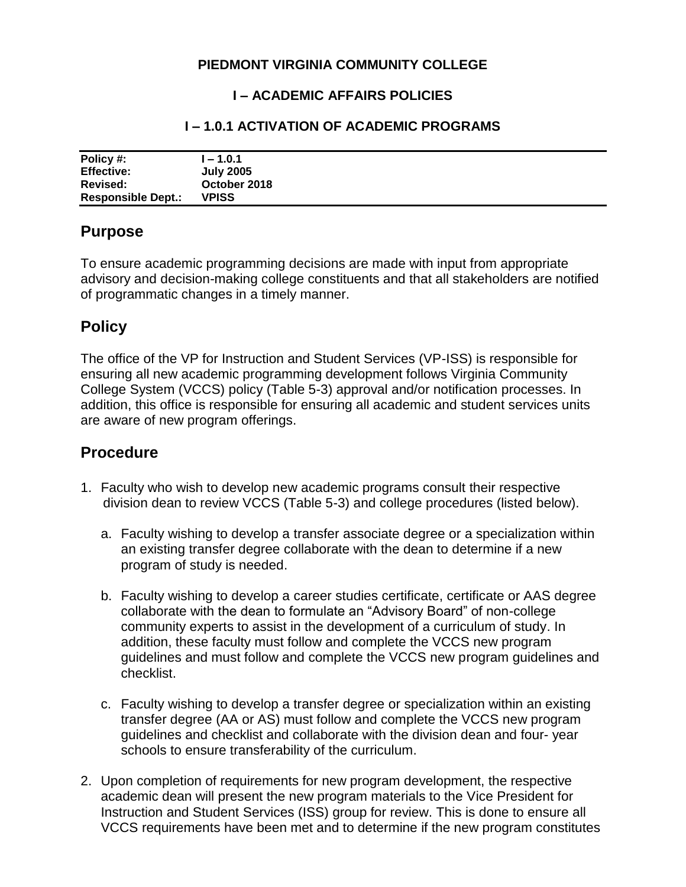**PIEDMONT VIRGINIA COMMUNITY COLLEGE**

**I – ACADEMIC AFFAIRS POLICIES**

**I – 1.0.1 ACTIVATION OF ACADEMIC PROGRAMS**

| | |
|---|---|
| **Policy #:** | **I – 1.0.1** |
| **Effective:** | **July 2005** |
| **Revised:** | **October 2018** |
| **Responsible Dept.:** | **VPISS** |

## Purpose

To ensure academic programming decisions are made with input from appropriate advisory and decision-making college constituents and that all stakeholders are notified of programmatic changes in a timely manner.

## Policy

The office of the VP for Instruction and Student Services (VP-ISS) is responsible for ensuring all new academic programming development follows Virginia Community College System (VCCS) policy (Table 5-3) approval and/or notification processes. In addition, this office is responsible for ensuring all academic and student services units are aware of new program offerings.

## Procedure

1. Faculty who wish to develop new academic programs consult their respective division dean to review VCCS (Table 5-3) and college procedures (listed below).

   a. Faculty wishing to develop a transfer associate degree or a specialization within an existing transfer degree collaborate with the dean to determine if a new program of study is needed.

   b. Faculty wishing to develop a career studies certificate, certificate or AAS degree collaborate with the dean to formulate an "Advisory Board" of non-college community experts to assist in the development of a curriculum of study. In addition, these faculty must follow and complete the VCCS new program guidelines and must follow and complete the VCCS new program guidelines and checklist.

   c. Faculty wishing to develop a transfer degree or specialization within an existing transfer degree (AA or AS) must follow and complete the VCCS new program guidelines and checklist and collaborate with the division dean and four- year schools to ensure transferability of the curriculum.

2. Upon completion of requirements for new program development, the respective academic dean will present the new program materials to the Vice President for Instruction and Student Services (ISS) group for review. This is done to ensure all VCCS requirements have been met and to determine if the new program constitutes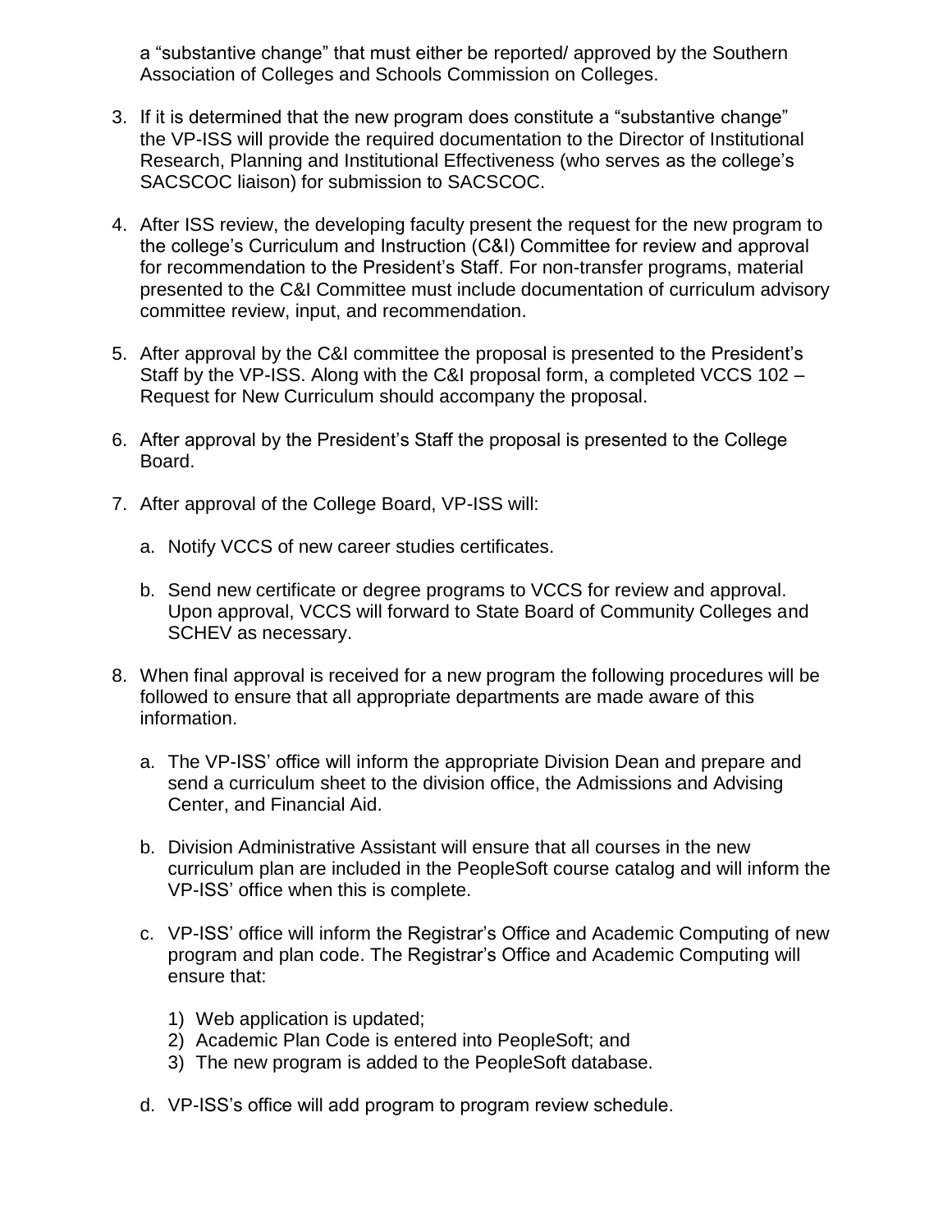a "substantive change" that must either be reported/ approved by the Southern Association of Colleges and Schools Commission on Colleges.

3. If it is determined that the new program does constitute a "substantive change" the VP-ISS will provide the required documentation to the Director of Institutional Research, Planning and Institutional Effectiveness (who serves as the college's SACSCOC liaison) for submission to SACSCOC.

4. After ISS review, the developing faculty present the request for the new program to the college's Curriculum and Instruction (C&I) Committee for review and approval for recommendation to the President's Staff. For non-transfer programs, material presented to the C&I Committee must include documentation of curriculum advisory committee review, input, and recommendation.

5. After approval by the C&I committee the proposal is presented to the President's Staff by the VP-ISS. Along with the C&I proposal form, a completed VCCS 102 – Request for New Curriculum should accompany the proposal.

6. After approval by the President's Staff the proposal is presented to the College Board.

7. After approval of the College Board, VP-ISS will:

   a. Notify VCCS of new career studies certificates.

   b. Send new certificate or degree programs to VCCS for review and approval. Upon approval, VCCS will forward to State Board of Community Colleges and SCHEV as necessary.

8. When final approval is received for a new program the following procedures will be followed to ensure that all appropriate departments are made aware of this information.

   a. The VP-ISS' office will inform the appropriate Division Dean and prepare and send a curriculum sheet to the division office, the Admissions and Advising Center, and Financial Aid.

   b. Division Administrative Assistant will ensure that all courses in the new curriculum plan are included in the PeopleSoft course catalog and will inform the VP-ISS' office when this is complete.

   c. VP-ISS' office will inform the Registrar's Office and Academic Computing of new program and plan code. The Registrar's Office and Academic Computing will ensure that:

      1) Web application is updated;
      2) Academic Plan Code is entered into PeopleSoft; and
      3) The new program is added to the PeopleSoft database.

   d. VP-ISS's office will add program to program review schedule.